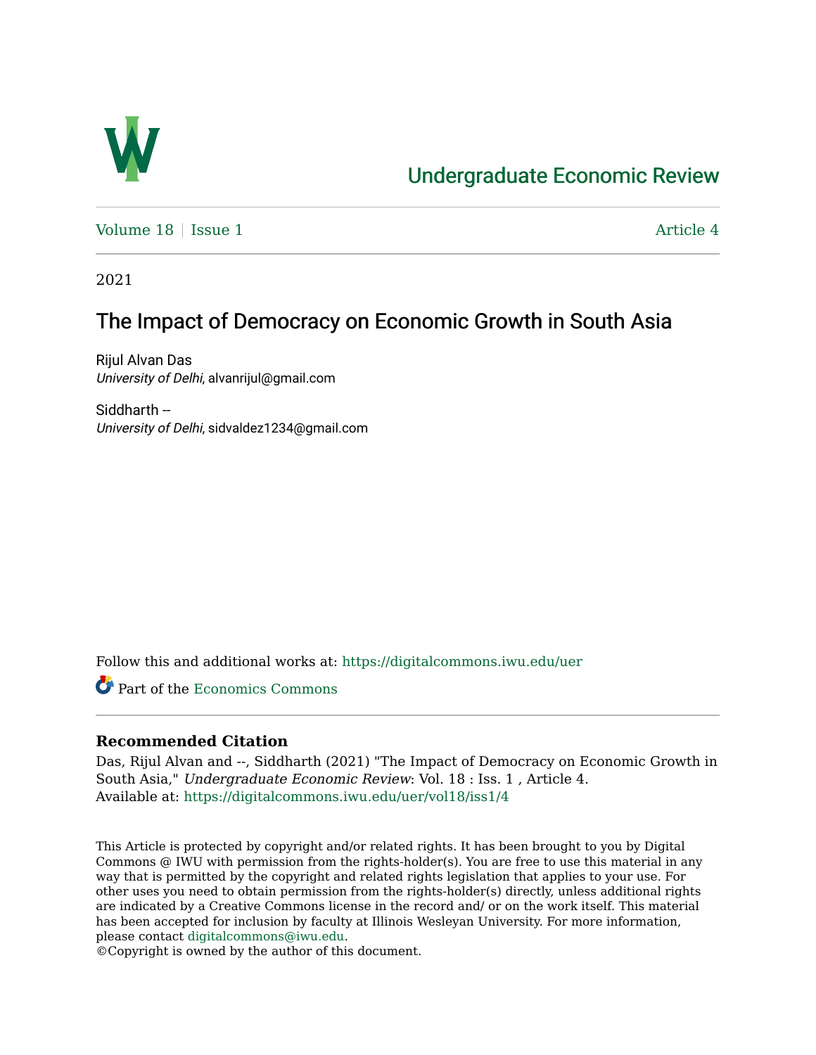# Undergraduate Economic Review

Volume 18 | Issue 1 &nbsp;&nbsp;&nbsp;&nbsp;&nbsp;&nbsp;&nbsp;&nbsp; Article 4

2021

## The Impact of Democracy on Economic Growth in South Asia

Rijul Alvan Das
*University of Delhi*, alvanrijul@gmail.com

Siddharth --
*University of Delhi*, sidvaldez1234@gmail.com

Follow this and additional works at: https://digitalcommons.iwu.edu/uer

Part of the Economics Commons

**Recommended Citation**

Das, Rijul Alvan and --, Siddharth (2021) "The Impact of Democracy on Economic Growth in South Asia," *Undergraduate Economic Review*: Vol. 18 : Iss. 1 , Article 4.
Available at: https://digitalcommons.iwu.edu/uer/vol18/iss1/4

This Article is protected by copyright and/or related rights. It has been brought to you by Digital Commons @ IWU with permission from the rights-holder(s). You are free to use this material in any way that is permitted by the copyright and related rights legislation that applies to your use. For other uses you need to obtain permission from the rights-holder(s) directly, unless additional rights are indicated by a Creative Commons license in the record and/ or on the work itself. This material has been accepted for inclusion by faculty at Illinois Wesleyan University. For more information, please contact digitalcommons@iwu.edu.
©Copyright is owned by the author of this document.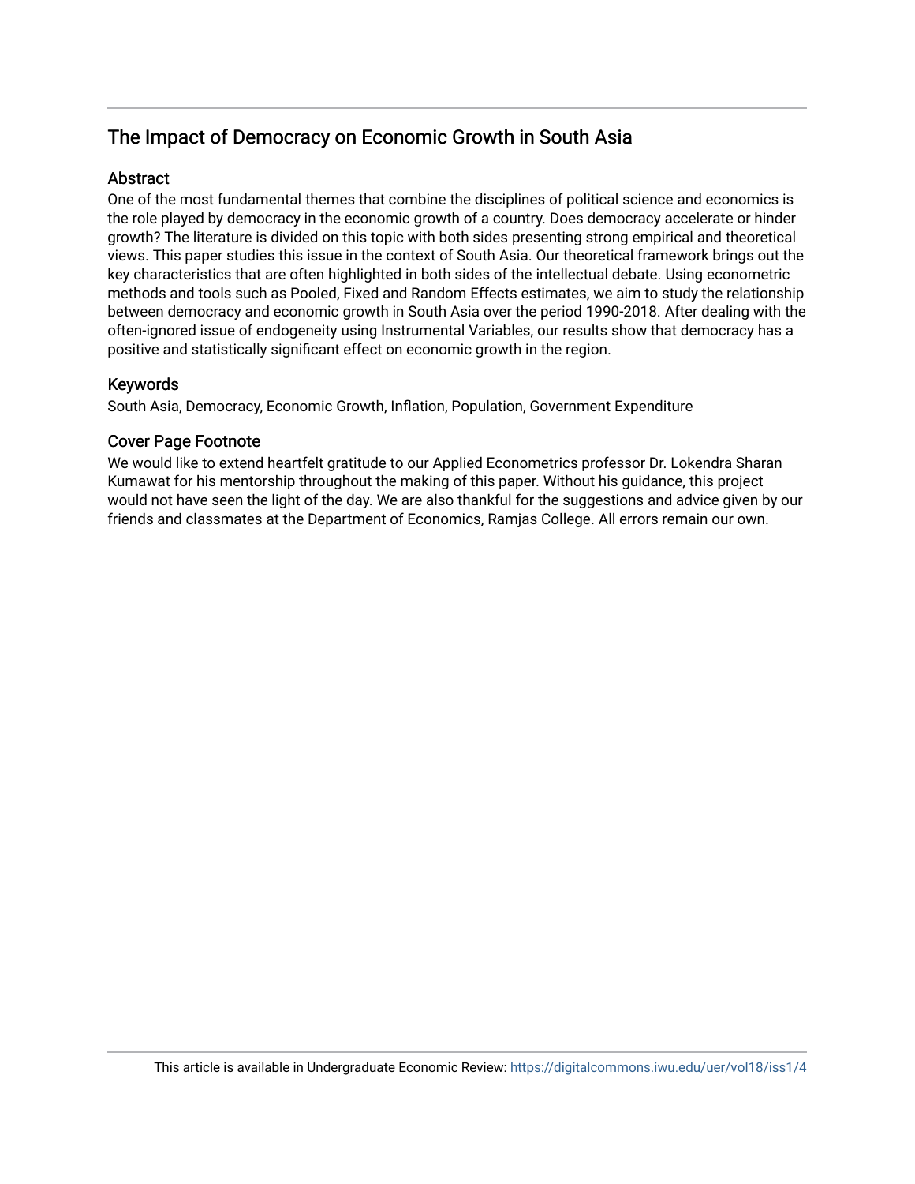# The Impact of Democracy on Economic Growth in South Asia

## Abstract

One of the most fundamental themes that combine the disciplines of political science and economics is the role played by democracy in the economic growth of a country. Does democracy accelerate or hinder growth? The literature is divided on this topic with both sides presenting strong empirical and theoretical views. This paper studies this issue in the context of South Asia. Our theoretical framework brings out the key characteristics that are often highlighted in both sides of the intellectual debate. Using econometric methods and tools such as Pooled, Fixed and Random Effects estimates, we aim to study the relationship between democracy and economic growth in South Asia over the period 1990-2018. After dealing with the often-ignored issue of endogeneity using Instrumental Variables, our results show that democracy has a positive and statistically significant effect on economic growth in the region.

## Keywords

South Asia, Democracy, Economic Growth, Inflation, Population, Government Expenditure

## Cover Page Footnote

We would like to extend heartfelt gratitude to our Applied Econometrics professor Dr. Lokendra Sharan Kumawat for his mentorship throughout the making of this paper. Without his guidance, this project would not have seen the light of the day. We are also thankful for the suggestions and advice given by our friends and classmates at the Department of Economics, Ramjas College. All errors remain our own.

This article is available in Undergraduate Economic Review: https://digitalcommons.iwu.edu/uer/vol18/iss1/4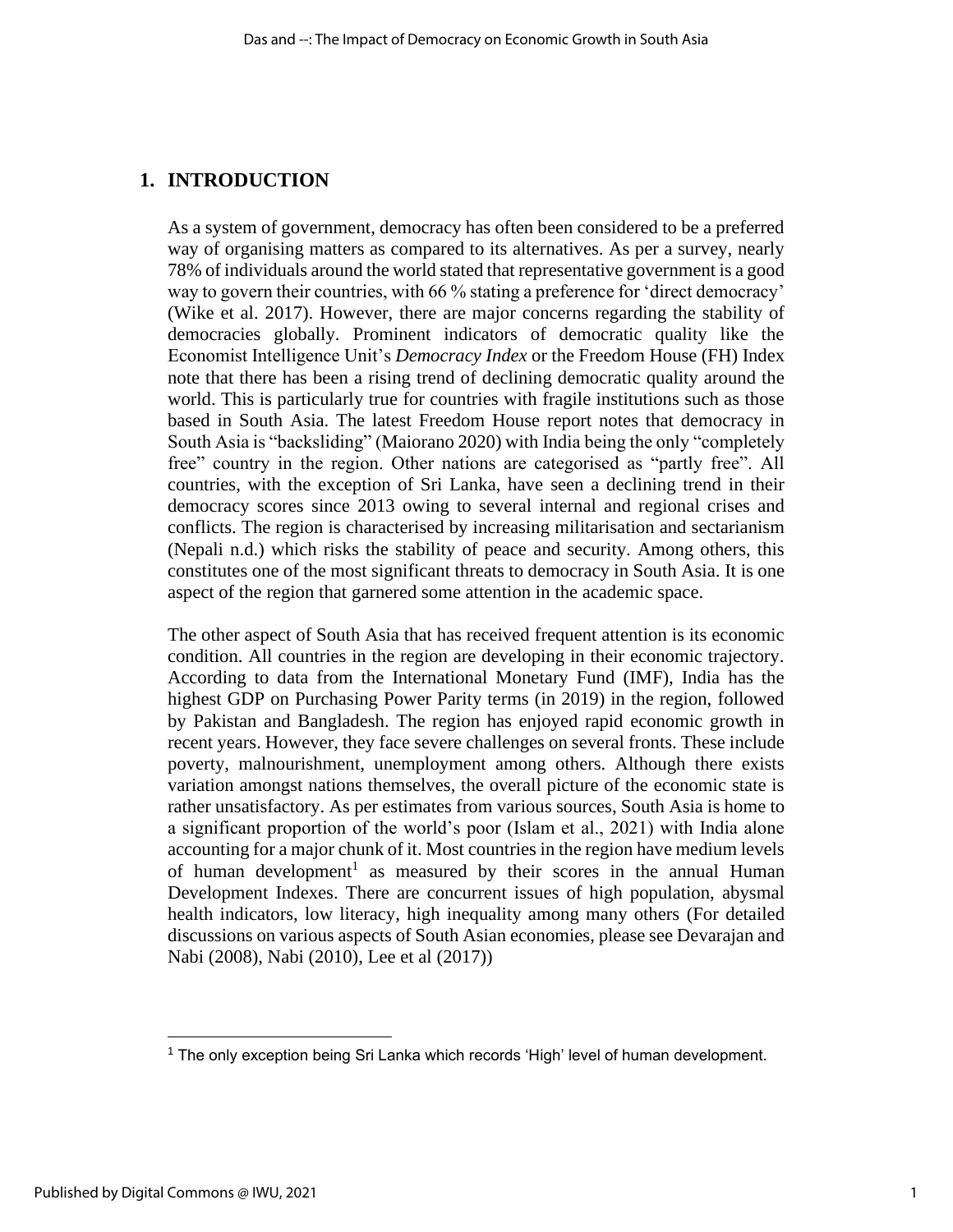## 1. INTRODUCTION

As a system of government, democracy has often been considered to be a preferred way of organising matters as compared to its alternatives. As per a survey, nearly 78% of individuals around the world stated that representative government is a good way to govern their countries, with 66 % stating a preference for 'direct democracy' (Wike et al. 2017). However, there are major concerns regarding the stability of democracies globally. Prominent indicators of democratic quality like the Economist Intelligence Unit's *Democracy Index* or the Freedom House (FH) Index note that there has been a rising trend of declining democratic quality around the world. This is particularly true for countries with fragile institutions such as those based in South Asia. The latest Freedom House report notes that democracy in South Asia is "backsliding" (Maiorano 2020) with India being the only "completely free" country in the region. Other nations are categorised as "partly free". All countries, with the exception of Sri Lanka, have seen a declining trend in their democracy scores since 2013 owing to several internal and regional crises and conflicts. The region is characterised by increasing militarisation and sectarianism (Nepali n.d.) which risks the stability of peace and security. Among others, this constitutes one of the most significant threats to democracy in South Asia. It is one aspect of the region that garnered some attention in the academic space.

The other aspect of South Asia that has received frequent attention is its economic condition. All countries in the region are developing in their economic trajectory. According to data from the International Monetary Fund (IMF), India has the highest GDP on Purchasing Power Parity terms (in 2019) in the region, followed by Pakistan and Bangladesh. The region has enjoyed rapid economic growth in recent years. However, they face severe challenges on several fronts. These include poverty, malnourishment, unemployment among others. Although there exists variation amongst nations themselves, the overall picture of the economic state is rather unsatisfactory. As per estimates from various sources, South Asia is home to a significant proportion of the world's poor (Islam et al., 2021) with India alone accounting for a major chunk of it. Most countries in the region have medium levels of human development[1] as measured by their scores in the annual Human Development Indexes. There are concurrent issues of high population, abysmal health indicators, low literacy, high inequality among many others (For detailed discussions on various aspects of South Asian economies, please see Devarajan and Nabi (2008), Nabi (2010), Lee et al (2017))

[1] The only exception being Sri Lanka which records 'High' level of human development.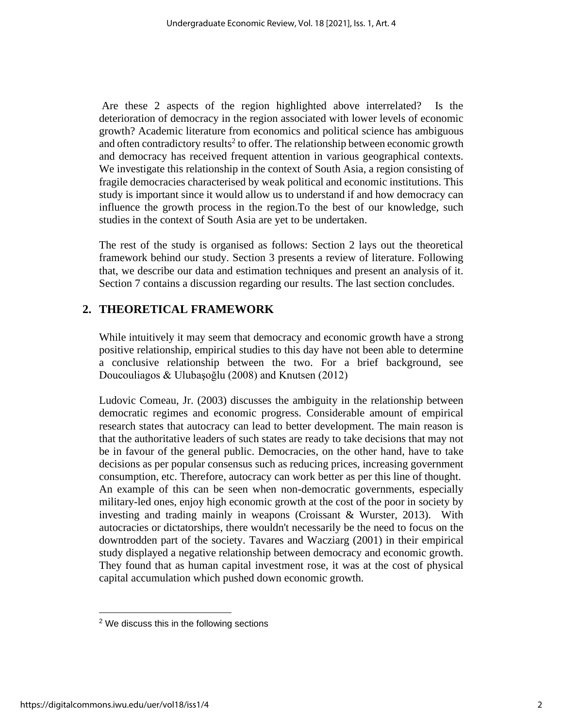Are these 2 aspects of the region highlighted above interrelated? Is the deterioration of democracy in the region associated with lower levels of economic growth? Academic literature from economics and political science has ambiguous and often contradictory results[2] to offer. The relationship between economic growth and democracy has received frequent attention in various geographical contexts. We investigate this relationship in the context of South Asia, a region consisting of fragile democracies characterised by weak political and economic institutions. This study is important since it would allow us to understand if and how democracy can influence the growth process in the region.To the best of our knowledge, such studies in the context of South Asia are yet to be undertaken.

The rest of the study is organised as follows: Section 2 lays out the theoretical framework behind our study. Section 3 presents a review of literature. Following that, we describe our data and estimation techniques and present an analysis of it. Section 7 contains a discussion regarding our results. The last section concludes.

## 2. THEORETICAL FRAMEWORK

While intuitively it may seem that democracy and economic growth have a strong positive relationship, empirical studies to this day have not been able to determine a conclusive relationship between the two. For a brief background, see Doucouliagos & Ulubaşoğlu (2008) and Knutsen (2012)

Ludovic Comeau, Jr. (2003) discusses the ambiguity in the relationship between democratic regimes and economic progress. Considerable amount of empirical research states that autocracy can lead to better development. The main reason is that the authoritative leaders of such states are ready to take decisions that may not be in favour of the general public. Democracies, on the other hand, have to take decisions as per popular consensus such as reducing prices, increasing government consumption, etc. Therefore, autocracy can work better as per this line of thought. An example of this can be seen when non-democratic governments, especially military-led ones, enjoy high economic growth at the cost of the poor in society by investing and trading mainly in weapons (Croissant & Wurster, 2013). With autocracies or dictatorships, there wouldn't necessarily be the need to focus on the downtrodden part of the society. Tavares and Wacziarg (2001) in their empirical study displayed a negative relationship between democracy and economic growth. They found that as human capital investment rose, it was at the cost of physical capital accumulation which pushed down economic growth.

[2] We discuss this in the following sections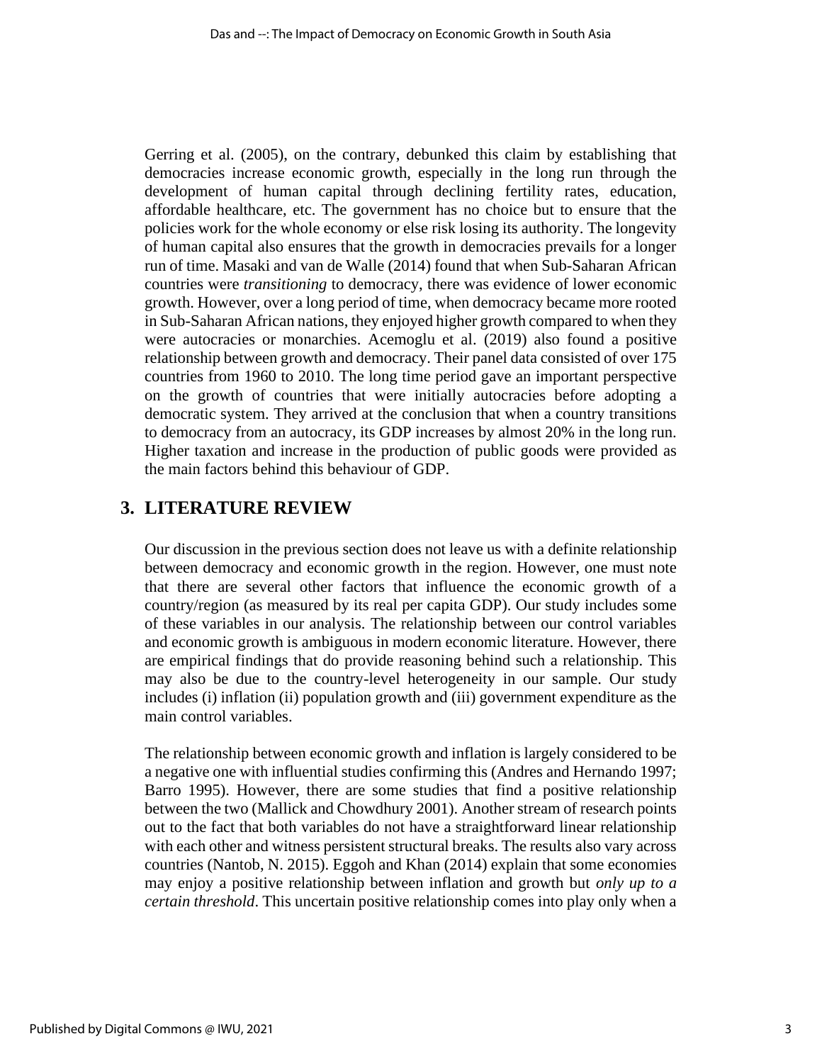Gerring et al. (2005), on the contrary, debunked this claim by establishing that democracies increase economic growth, especially in the long run through the development of human capital through declining fertility rates, education, affordable healthcare, etc. The government has no choice but to ensure that the policies work for the whole economy or else risk losing its authority. The longevity of human capital also ensures that the growth in democracies prevails for a longer run of time. Masaki and van de Walle (2014) found that when Sub-Saharan African countries were *transitioning* to democracy, there was evidence of lower economic growth. However, over a long period of time, when democracy became more rooted in Sub-Saharan African nations, they enjoyed higher growth compared to when they were autocracies or monarchies. Acemoglu et al. (2019) also found a positive relationship between growth and democracy. Their panel data consisted of over 175 countries from 1960 to 2010. The long time period gave an important perspective on the growth of countries that were initially autocracies before adopting a democratic system. They arrived at the conclusion that when a country transitions to democracy from an autocracy, its GDP increases by almost 20% in the long run. Higher taxation and increase in the production of public goods were provided as the main factors behind this behaviour of GDP.

## 3. LITERATURE REVIEW

Our discussion in the previous section does not leave us with a definite relationship between democracy and economic growth in the region. However, one must note that there are several other factors that influence the economic growth of a country/region (as measured by its real per capita GDP). Our study includes some of these variables in our analysis. The relationship between our control variables and economic growth is ambiguous in modern economic literature. However, there are empirical findings that do provide reasoning behind such a relationship. This may also be due to the country-level heterogeneity in our sample. Our study includes (i) inflation (ii) population growth and (iii) government expenditure as the main control variables.

The relationship between economic growth and inflation is largely considered to be a negative one with influential studies confirming this (Andres and Hernando 1997; Barro 1995). However, there are some studies that find a positive relationship between the two (Mallick and Chowdhury 2001). Another stream of research points out to the fact that both variables do not have a straightforward linear relationship with each other and witness persistent structural breaks. The results also vary across countries (Nantob, N. 2015). Eggoh and Khan (2014) explain that some economies may enjoy a positive relationship between inflation and growth but *only up to a certain threshold*. This uncertain positive relationship comes into play only when a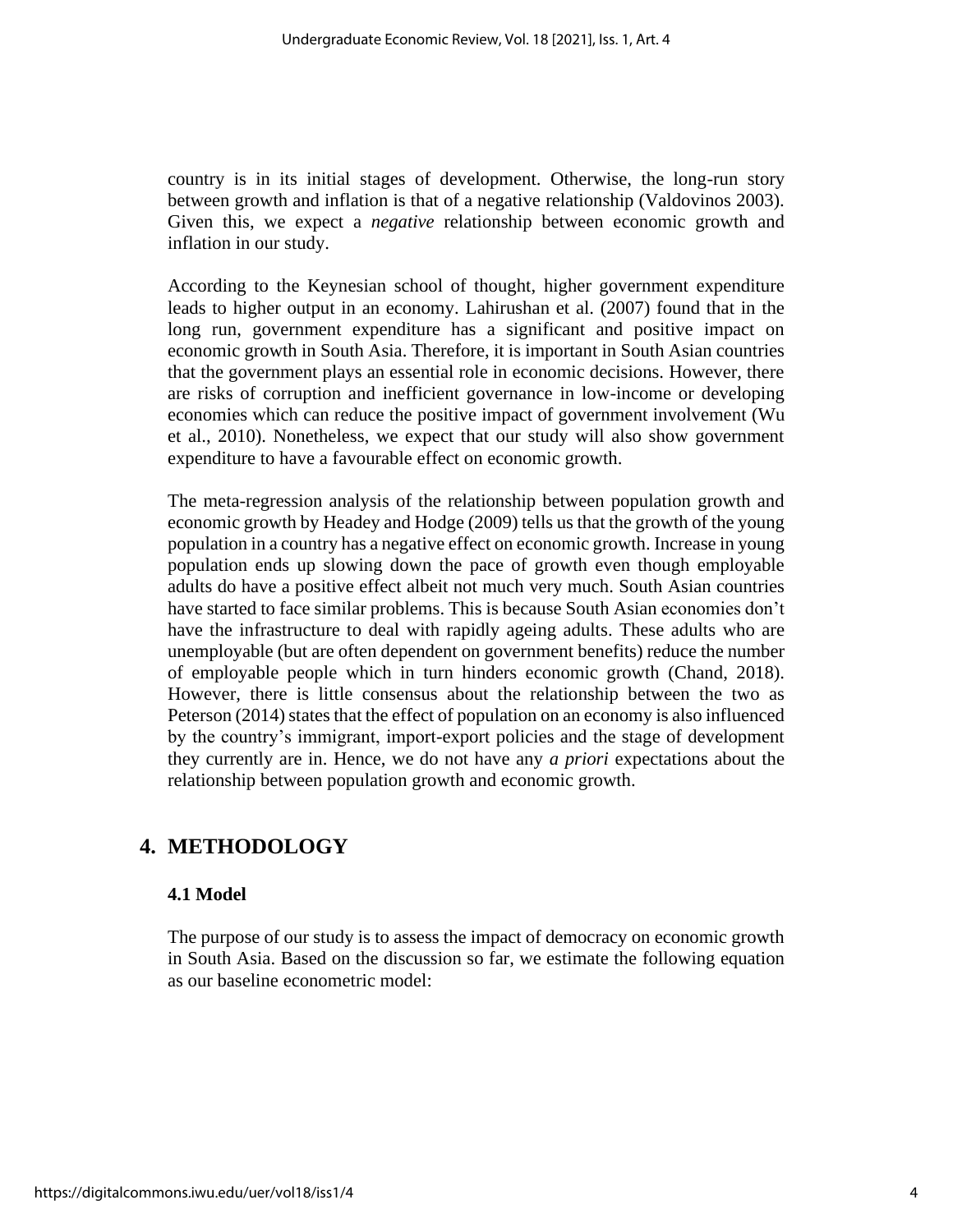country is in its initial stages of development. Otherwise, the long-run story between growth and inflation is that of a negative relationship (Valdovinos 2003). Given this, we expect a *negative* relationship between economic growth and inflation in our study.

According to the Keynesian school of thought, higher government expenditure leads to higher output in an economy. Lahirushan et al. (2007) found that in the long run, government expenditure has a significant and positive impact on economic growth in South Asia. Therefore, it is important in South Asian countries that the government plays an essential role in economic decisions. However, there are risks of corruption and inefficient governance in low-income or developing economies which can reduce the positive impact of government involvement (Wu et al., 2010). Nonetheless, we expect that our study will also show government expenditure to have a favourable effect on economic growth.

The meta-regression analysis of the relationship between population growth and economic growth by Headey and Hodge (2009) tells us that the growth of the young population in a country has a negative effect on economic growth. Increase in young population ends up slowing down the pace of growth even though employable adults do have a positive effect albeit not much very much. South Asian countries have started to face similar problems. This is because South Asian economies don't have the infrastructure to deal with rapidly ageing adults. These adults who are unemployable (but are often dependent on government benefits) reduce the number of employable people which in turn hinders economic growth (Chand, 2018). However, there is little consensus about the relationship between the two as Peterson (2014) states that the effect of population on an economy is also influenced by the country's immigrant, import-export policies and the stage of development they currently are in. Hence, we do not have any *a priori* expectations about the relationship between population growth and economic growth.

## 4. METHODOLOGY

### 4.1 Model

The purpose of our study is to assess the impact of democracy on economic growth in South Asia. Based on the discussion so far, we estimate the following equation as our baseline econometric model: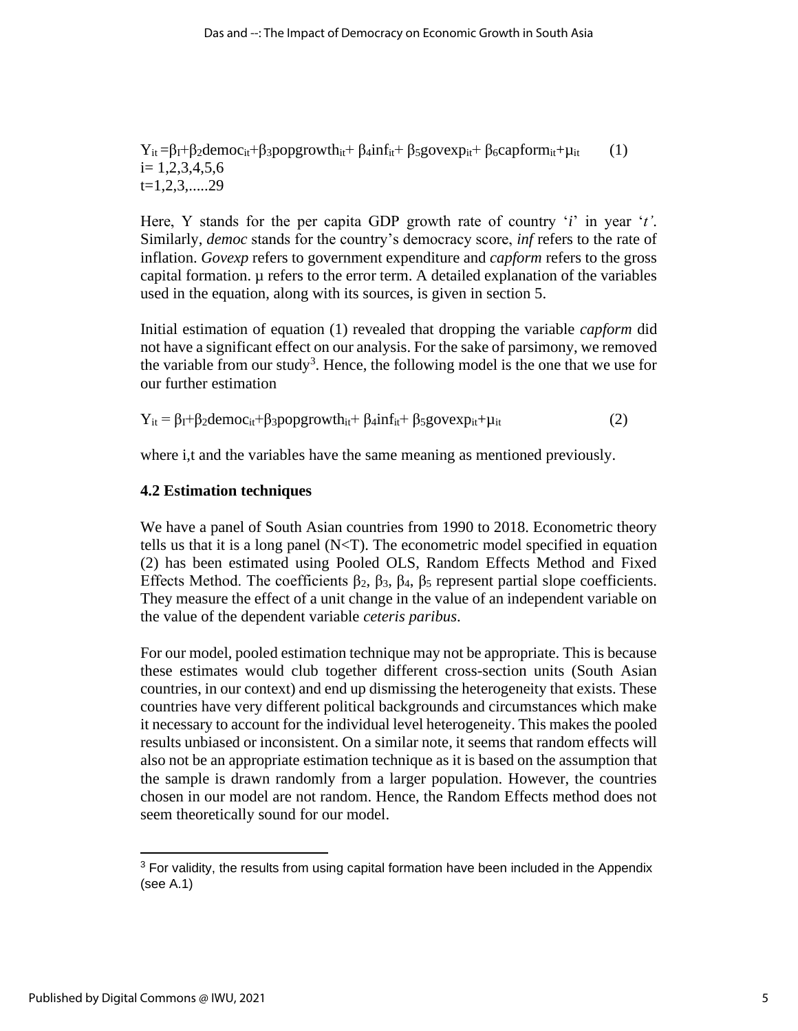$$Y_{it} = \beta_1 + \beta_2 democ_{it} + \beta_3 popgrowth_{it} + \beta_4 inf_{it} + \beta_5 govexp_{it} + \beta_6 capform_{it} + \mu_{it} \quad (1)$$

$i = 1,2,3,4,5,6$

$t = 1,2,3,.....29$

Here, Y stands for the per capita GDP growth rate of country '*i*' in year '*t'*. Similarly, *democ* stands for the country's democracy score, *inf* refers to the rate of inflation. *Govexp* refers to government expenditure and *capform* refers to the gross capital formation. μ refers to the error term. A detailed explanation of the variables used in the equation, along with its sources, is given in section 5.

Initial estimation of equation (1) revealed that dropping the variable *capform* did not have a significant effect on our analysis. For the sake of parsimony, we removed the variable from our study[3]. Hence, the following model is the one that we use for our further estimation

$$Y_{it} = \beta_1 + \beta_2 democ_{it} + \beta_3 popgrowth_{it} + \beta_4 inf_{it} + \beta_5 govexp_{it} + \mu_{it} \quad (2)$$

where i,t and the variables have the same meaning as mentioned previously.

### 4.2 Estimation techniques

We have a panel of South Asian countries from 1990 to 2018. Econometric theory tells us that it is a long panel (N<T). The econometric model specified in equation (2) has been estimated using Pooled OLS, Random Effects Method and Fixed Effects Method. The coefficients $\beta_2$, $\beta_3$, $\beta_4$, $\beta_5$ represent partial slope coefficients. They measure the effect of a unit change in the value of an independent variable on the value of the dependent variable *ceteris paribus*.

For our model, pooled estimation technique may not be appropriate. This is because these estimates would club together different cross-section units (South Asian countries, in our context) and end up dismissing the heterogeneity that exists. These countries have very different political backgrounds and circumstances which make it necessary to account for the individual level heterogeneity. This makes the pooled results unbiased or inconsistent. On a similar note, it seems that random effects will also not be an appropriate estimation technique as it is based on the assumption that the sample is drawn randomly from a larger population. However, the countries chosen in our model are not random. Hence, the Random Effects method does not seem theoretically sound for our model.

[3] For validity, the results from using capital formation have been included in the Appendix (see A.1)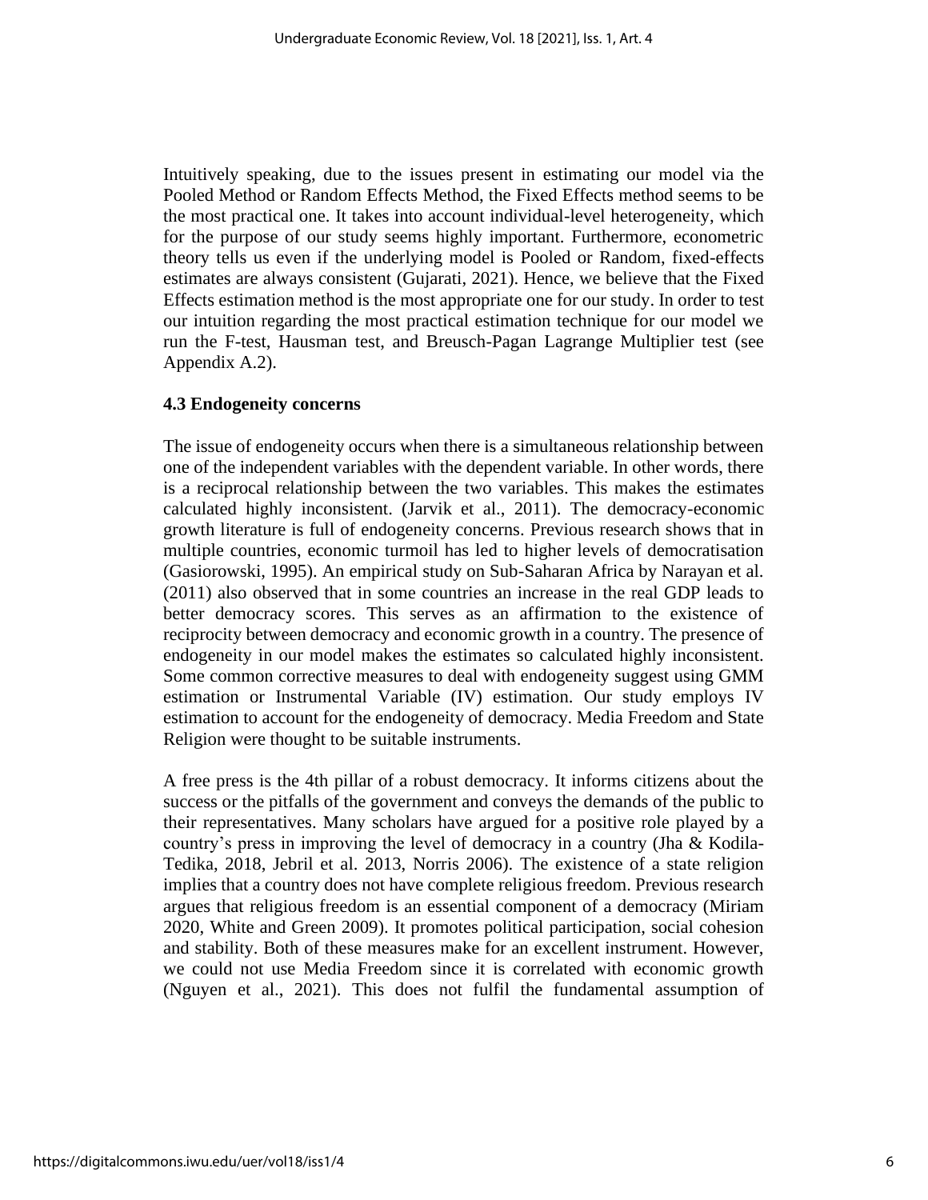Intuitively speaking, due to the issues present in estimating our model via the Pooled Method or Random Effects Method, the Fixed Effects method seems to be the most practical one. It takes into account individual-level heterogeneity, which for the purpose of our study seems highly important. Furthermore, econometric theory tells us even if the underlying model is Pooled or Random, fixed-effects estimates are always consistent (Gujarati, 2021). Hence, we believe that the Fixed Effects estimation method is the most appropriate one for our study. In order to test our intuition regarding the most practical estimation technique for our model we run the F-test, Hausman test, and Breusch-Pagan Lagrange Multiplier test (see Appendix A.2).

### 4.3 Endogeneity concerns

The issue of endogeneity occurs when there is a simultaneous relationship between one of the independent variables with the dependent variable. In other words, there is a reciprocal relationship between the two variables. This makes the estimates calculated highly inconsistent. (Jarvik et al., 2011). The democracy-economic growth literature is full of endogeneity concerns. Previous research shows that in multiple countries, economic turmoil has led to higher levels of democratisation (Gasiorowski, 1995). An empirical study on Sub-Saharan Africa by Narayan et al. (2011) also observed that in some countries an increase in the real GDP leads to better democracy scores. This serves as an affirmation to the existence of reciprocity between democracy and economic growth in a country. The presence of endogeneity in our model makes the estimates so calculated highly inconsistent. Some common corrective measures to deal with endogeneity suggest using GMM estimation or Instrumental Variable (IV) estimation. Our study employs IV estimation to account for the endogeneity of democracy. Media Freedom and State Religion were thought to be suitable instruments.

A free press is the 4th pillar of a robust democracy. It informs citizens about the success or the pitfalls of the government and conveys the demands of the public to their representatives. Many scholars have argued for a positive role played by a country's press in improving the level of democracy in a country (Jha & Kodila-Tedika, 2018, Jebril et al. 2013, Norris 2006). The existence of a state religion implies that a country does not have complete religious freedom. Previous research argues that religious freedom is an essential component of a democracy (Miriam 2020, White and Green 2009). It promotes political participation, social cohesion and stability. Both of these measures make for an excellent instrument. However, we could not use Media Freedom since it is correlated with economic growth (Nguyen et al., 2021). This does not fulfil the fundamental assumption of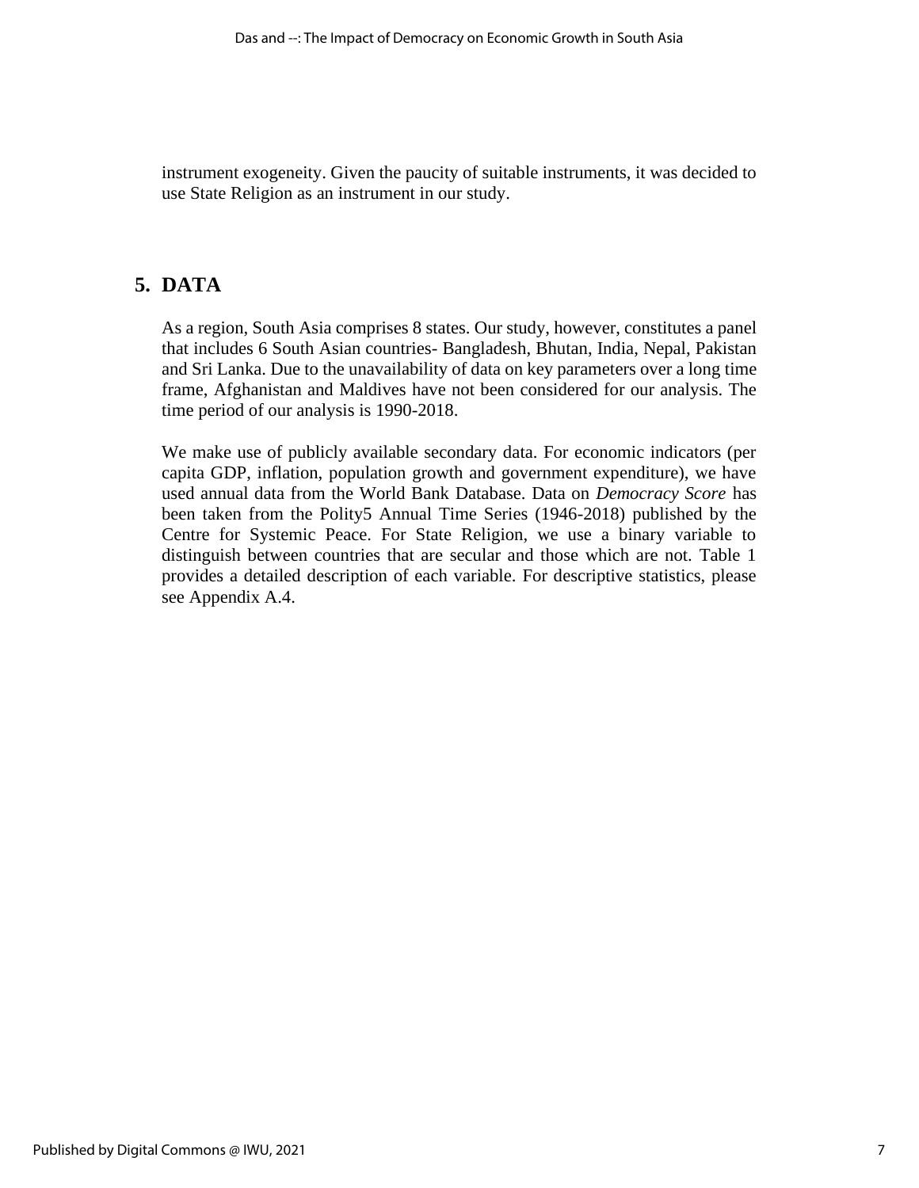instrument exogeneity. Given the paucity of suitable instruments, it was decided to use State Religion as an instrument in our study.

## 5. DATA

As a region, South Asia comprises 8 states. Our study, however, constitutes a panel that includes 6 South Asian countries- Bangladesh, Bhutan, India, Nepal, Pakistan and Sri Lanka. Due to the unavailability of data on key parameters over a long time frame, Afghanistan and Maldives have not been considered for our analysis. The time period of our analysis is 1990-2018.

We make use of publicly available secondary data. For economic indicators (per capita GDP, inflation, population growth and government expenditure), we have used annual data from the World Bank Database. Data on *Democracy Score* has been taken from the Polity5 Annual Time Series (1946-2018) published by the Centre for Systemic Peace. For State Religion, we use a binary variable to distinguish between countries that are secular and those which are not. Table 1 provides a detailed description of each variable. For descriptive statistics, please see Appendix A.4.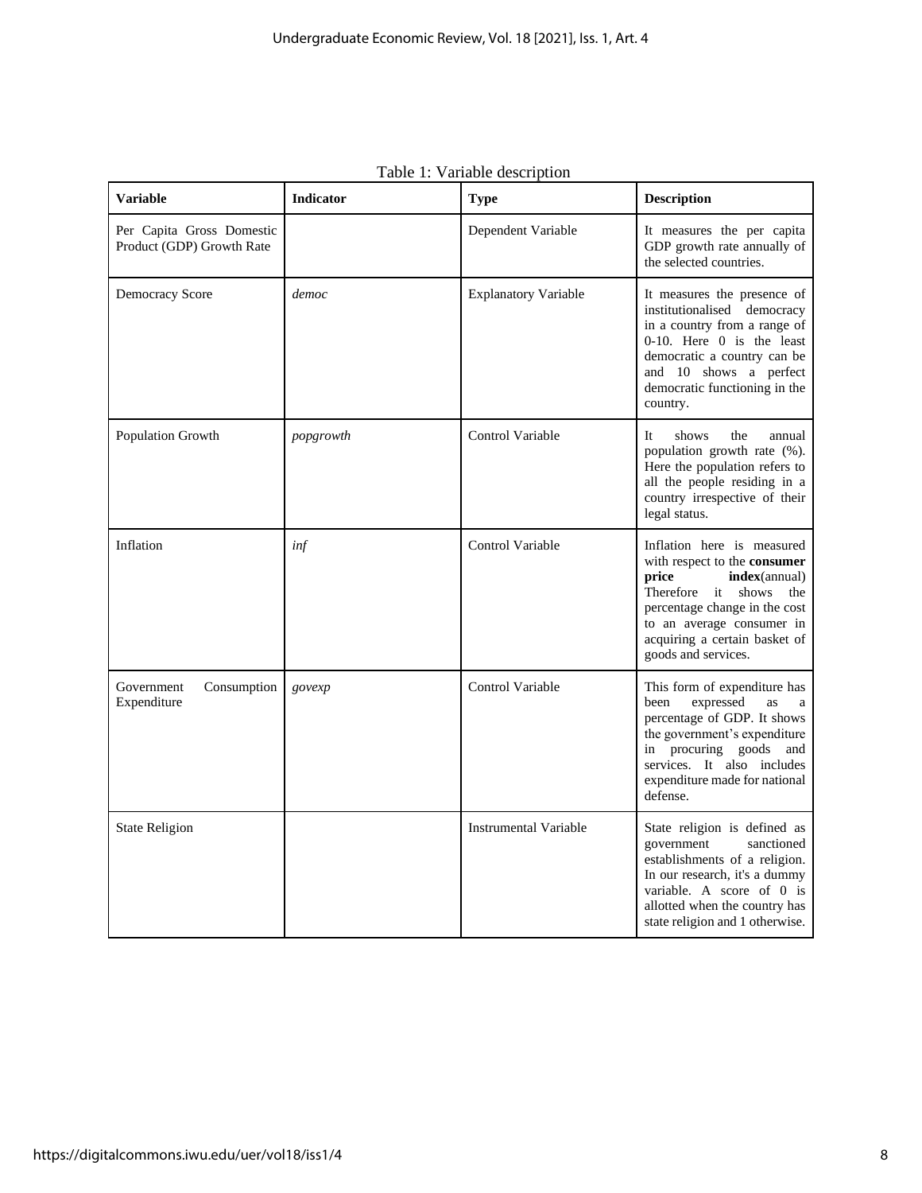Table 1: Variable description

| Variable | Indicator | Type | Description |
| --- | --- | --- | --- |
| Per Capita Gross Domestic Product (GDP) Growth Rate | | Dependent Variable | It measures the per capita GDP growth rate annually of the selected countries. |
| Democracy Score | *democ* | Explanatory Variable | It measures the presence of institutionalised democracy in a country from a range of 0-10. Here 0 is the least democratic a country can be and 10 shows a perfect democratic functioning in the country. |
| Population Growth | *popgrowth* | Control Variable | It shows the annual population growth rate (%). Here the population refers to all the people residing in a country irrespective of their legal status. |
| Inflation | *inf* | Control Variable | Inflation here is measured with respect to the **consumer price index**(annual) Therefore it shows the percentage change in the cost to an average consumer in acquiring a certain basket of goods and services. |
| Government Consumption Expenditure | *govexp* | Control Variable | This form of expenditure has been expressed as a percentage of GDP. It shows the government's expenditure in procuring goods and services. It also includes expenditure made for national defense. |
| State Religion | | Instrumental Variable | State religion is defined as government sanctioned establishments of a religion. In our research, it's a dummy variable. A score of 0 is allotted when the country has state religion and 1 otherwise. |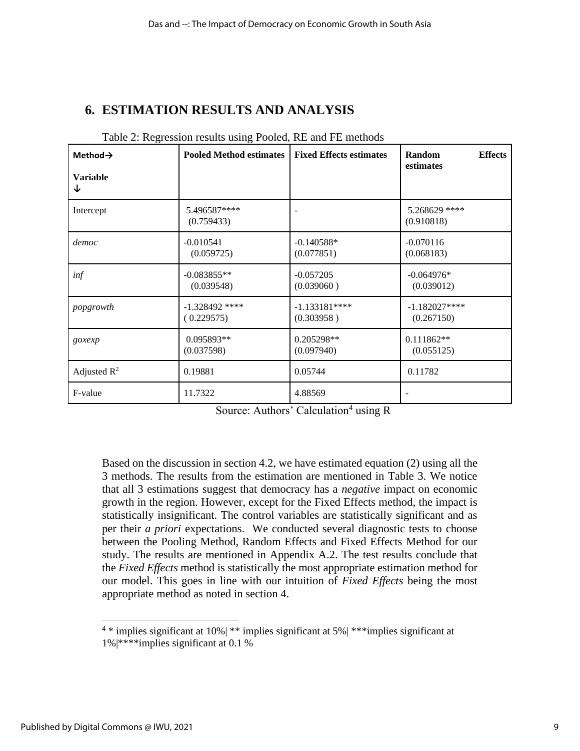## 6. ESTIMATION RESULTS AND ANALYSIS

Table 2: Regression results using Pooled, RE and FE methods

| Method→ Variable ↓ | Pooled Method estimates | Fixed Effects estimates | Random Effects estimates |
|---|---|---|---|
| Intercept | 5.496587**** (0.759433) | - | 5.268629 **** (0.910818) |
| *democ* | -0.010541 (0.059725) | -0.140588* (0.077851) | -0.070116 (0.068183) |
| *inf* | -0.083855** (0.039548) | -0.057205 (0.039060 ) | -0.064976* (0.039012) |
| *popgrowth* | -1.328492 **** ( 0.229575) | -1.133181**** (0.303958 ) | -1.182027**** (0.267150) |
| *goxexp* | 0.095893** (0.037598) | 0.205298** (0.097940) | 0.111862** (0.055125) |
| Adjusted $R^2$ | 0.19881 | 0.05744 | 0.11782 |
| F-value | 11.7322 | 4.88569 | - |

Source: Authors' Calculation[4] using R

Based on the discussion in section 4.2, we have estimated equation (2) using all the 3 methods. The results from the estimation are mentioned in Table 3. We notice that all 3 estimations suggest that democracy has a *negative* impact on economic growth in the region. However, except for the Fixed Effects method, the impact is statistically insignificant. The control variables are statistically significant and as per their *a priori* expectations. We conducted several diagnostic tests to choose between the Pooling Method, Random Effects and Fixed Effects Method for our study. The results are mentioned in Appendix A.2. The test results conclude that the *Fixed Effects* method is statistically the most appropriate estimation method for our model. This goes in line with our intuition of *Fixed Effects* being the most appropriate method as noted in section 4.

[4] * implies significant at 10%| ** implies significant at 5%| ***implies significant at 1%|****implies significant at 0.1 %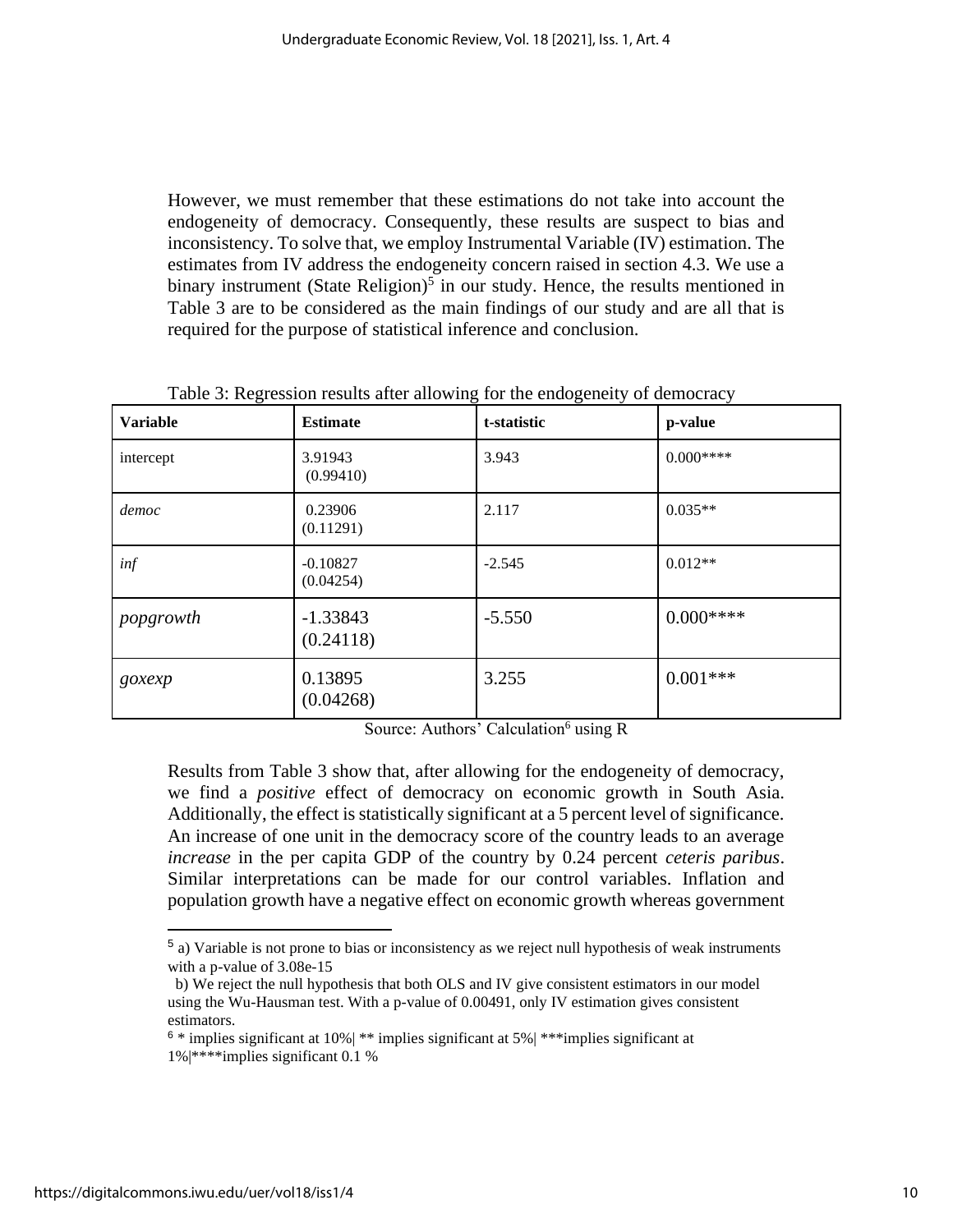However, we must remember that these estimations do not take into account the endogeneity of democracy. Consequently, these results are suspect to bias and inconsistency. To solve that, we employ Instrumental Variable (IV) estimation. The estimates from IV address the endogeneity concern raised in section 4.3. We use a binary instrument (State Religion)[5] in our study. Hence, the results mentioned in Table 3 are to be considered as the main findings of our study and are all that is required for the purpose of statistical inference and conclusion.

Table 3: Regression results after allowing for the endogeneity of democracy

| **Variable** | **Estimate** | **t-statistic** | **p-value** |
|---|---|---|---|
| intercept | 3.91943 (0.99410) | 3.943 | 0.000**** |
| *democ* | 0.23906 (0.11291) | 2.117 | 0.035** |
| *inf* | -0.10827 (0.04254) | -2.545 | 0.012** |
| *popgrowth* | -1.33843 (0.24118) | -5.550 | 0.000**** |
| *goxexp* | 0.13895 (0.04268) | 3.255 | 0.001*** |

Source: Authors' Calculation[6] using R

Results from Table 3 show that, after allowing for the endogeneity of democracy, we find a *positive* effect of democracy on economic growth in South Asia. Additionally, the effect is statistically significant at a 5 percent level of significance. An increase of one unit in the democracy score of the country leads to an average *increase* in the per capita GDP of the country by 0.24 percent *ceteris paribus*. Similar interpretations can be made for our control variables. Inflation and population growth have a negative effect on economic growth whereas government

[5] a) Variable is not prone to bias or inconsistency as we reject null hypothesis of weak instruments with a p-value of 3.08e-15

b) We reject the null hypothesis that both OLS and IV give consistent estimators in our model using the Wu-Hausman test. With a p-value of 0.00491, only IV estimation gives consistent estimators.

[6] * implies significant at 10%| ** implies significant at 5%| ***implies significant at 1%|****implies significant 0.1 %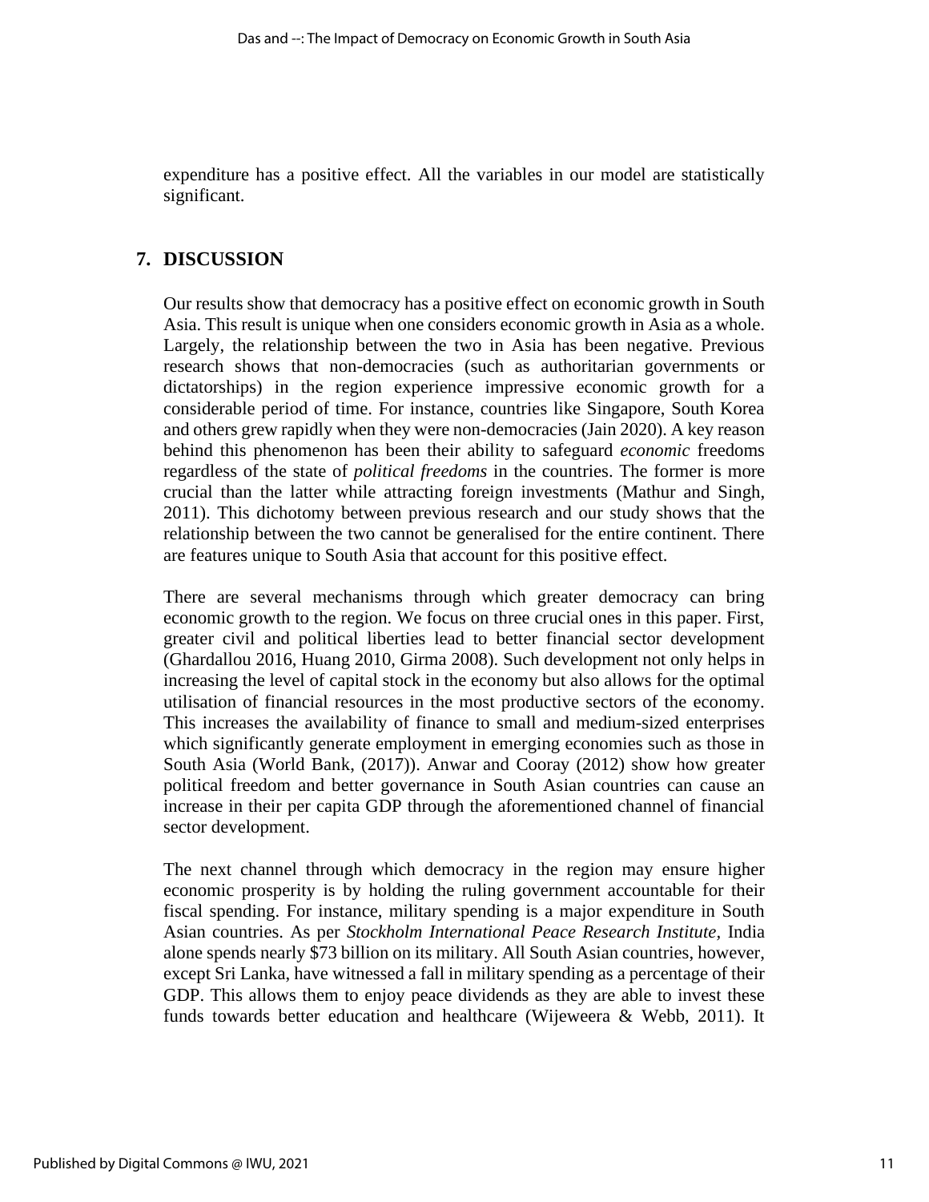expenditure has a positive effect. All the variables in our model are statistically significant.

## 7. DISCUSSION

Our results show that democracy has a positive effect on economic growth in South Asia. This result is unique when one considers economic growth in Asia as a whole. Largely, the relationship between the two in Asia has been negative. Previous research shows that non-democracies (such as authoritarian governments or dictatorships) in the region experience impressive economic growth for a considerable period of time. For instance, countries like Singapore, South Korea and others grew rapidly when they were non-democracies (Jain 2020). A key reason behind this phenomenon has been their ability to safeguard *economic* freedoms regardless of the state of *political freedoms* in the countries. The former is more crucial than the latter while attracting foreign investments (Mathur and Singh, 2011). This dichotomy between previous research and our study shows that the relationship between the two cannot be generalised for the entire continent. There are features unique to South Asia that account for this positive effect.

There are several mechanisms through which greater democracy can bring economic growth to the region. We focus on three crucial ones in this paper. First, greater civil and political liberties lead to better financial sector development (Ghardallou 2016, Huang 2010, Girma 2008). Such development not only helps in increasing the level of capital stock in the economy but also allows for the optimal utilisation of financial resources in the most productive sectors of the economy. This increases the availability of finance to small and medium-sized enterprises which significantly generate employment in emerging economies such as those in South Asia (World Bank, (2017)). Anwar and Cooray (2012) show how greater political freedom and better governance in South Asian countries can cause an increase in their per capita GDP through the aforementioned channel of financial sector development.

The next channel through which democracy in the region may ensure higher economic prosperity is by holding the ruling government accountable for their fiscal spending. For instance, military spending is a major expenditure in South Asian countries. As per *Stockholm International Peace Research Institute*, India alone spends nearly $73 billion on its military. All South Asian countries, however, except Sri Lanka, have witnessed a fall in military spending as a percentage of their GDP. This allows them to enjoy peace dividends as they are able to invest these funds towards better education and healthcare (Wijeweera & Webb, 2011). It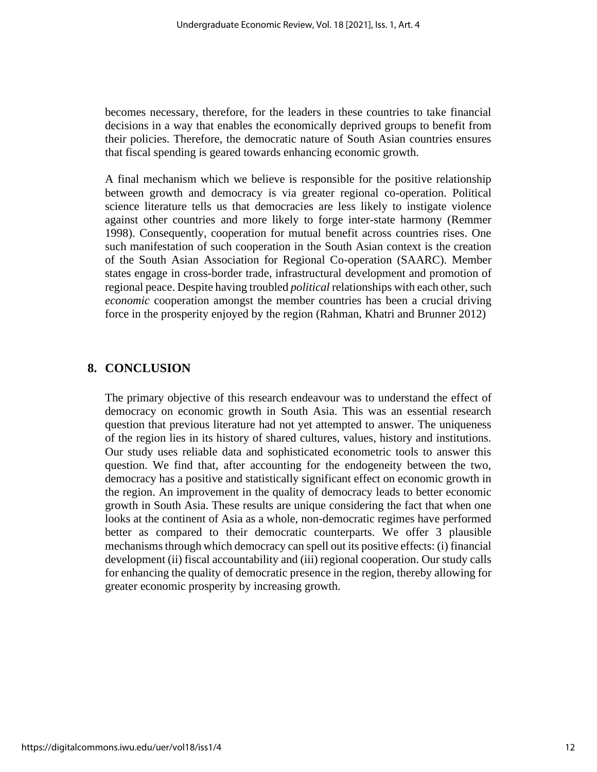becomes necessary, therefore, for the leaders in these countries to take financial decisions in a way that enables the economically deprived groups to benefit from their policies. Therefore, the democratic nature of South Asian countries ensures that fiscal spending is geared towards enhancing economic growth.

A final mechanism which we believe is responsible for the positive relationship between growth and democracy is via greater regional co-operation. Political science literature tells us that democracies are less likely to instigate violence against other countries and more likely to forge inter-state harmony (Remmer 1998). Consequently, cooperation for mutual benefit across countries rises. One such manifestation of such cooperation in the South Asian context is the creation of the South Asian Association for Regional Co-operation (SAARC). Member states engage in cross-border trade, infrastructural development and promotion of regional peace. Despite having troubled *political* relationships with each other, such *economic* cooperation amongst the member countries has been a crucial driving force in the prosperity enjoyed by the region (Rahman, Khatri and Brunner 2012)

## 8. CONCLUSION

The primary objective of this research endeavour was to understand the effect of democracy on economic growth in South Asia. This was an essential research question that previous literature had not yet attempted to answer. The uniqueness of the region lies in its history of shared cultures, values, history and institutions. Our study uses reliable data and sophisticated econometric tools to answer this question. We find that, after accounting for the endogeneity between the two, democracy has a positive and statistically significant effect on economic growth in the region. An improvement in the quality of democracy leads to better economic growth in South Asia. These results are unique considering the fact that when one looks at the continent of Asia as a whole, non-democratic regimes have performed better as compared to their democratic counterparts. We offer 3 plausible mechanisms through which democracy can spell out its positive effects: (i) financial development (ii) fiscal accountability and (iii) regional cooperation. Our study calls for enhancing the quality of democratic presence in the region, thereby allowing for greater economic prosperity by increasing growth.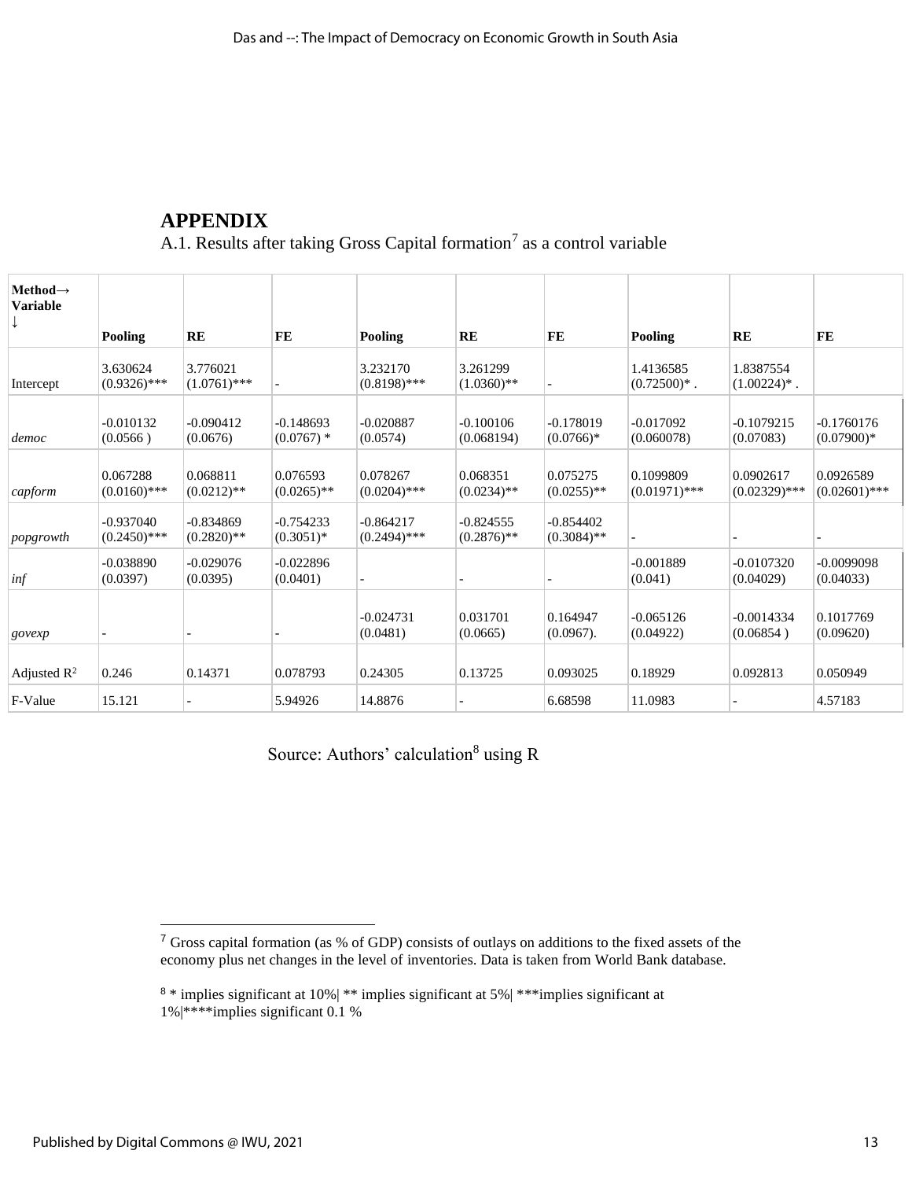## APPENDIX

A.1. Results after taking Gross Capital formation[7] as a control variable

| Method→ Variable ↓ | Pooling | RE | FE | Pooling | RE | FE | Pooling | RE | FE |
|---|---|---|---|---|---|---|---|---|---|
| Intercept | 3.630624 (0.9326)*** | 3.776021 (1.0761)*** | - | 3.232170 (0.8198)*** | 3.261299 (1.0360)** | - | 1.4136585 (0.72500)* . | 1.8387554 (1.00224)* . | |
| *democ* | -0.010132 (0.0566 ) | -0.090412 (0.0676) | -0.148693 (0.0767) * | -0.020887 (0.0574) | -0.100106 (0.068194) | -0.178019 (0.0766)* | -0.017092 (0.060078) | -0.1079215 (0.07083) | -0.1760176 (0.07900)* |
| *capform* | 0.067288 (0.0160)*** | 0.068811 (0.0212)** | 0.076593 (0.0265)** | 0.078267 (0.0204)*** | 0.068351 (0.0234)** | 0.075275 (0.0255)** | 0.1099809 (0.01971)*** | 0.0902617 (0.02329)*** | 0.0926589 (0.02601)*** |
| *popgrowth* | -0.937040 (0.2450)*** | -0.834869 (0.2820)** | -0.754233 (0.3051)* | -0.864217 (0.2494)*** | -0.824555 (0.2876)** | -0.854402 (0.3084)** | - | - | - |
| *inf* | -0.038890 (0.0397) | -0.029076 (0.0395) | -0.022896 (0.0401) | - | - | - | -0.001889 (0.041) | -0.0107320 (0.04029) | -0.0099098 (0.04033) |
| *govexp* | - | - | - | -0.024731 (0.0481) | 0.031701 (0.0665) | 0.164947 (0.0967). | -0.065126 (0.04922) | -0.0014334 (0.06854 ) | 0.1017769 (0.09620) |
| Adjusted $R^2$ | 0.246 | 0.14371 | 0.078793 | 0.24305 | 0.13725 | 0.093025 | 0.18929 | 0.092813 | 0.050949 |
| F-Value | 15.121 | - | 5.94926 | 14.8876 | - | 6.68598 | 11.0983 | - | 4.57183 |

Source: Authors' calculation[8] using R

---

[7] Gross capital formation (as % of GDP) consists of outlays on additions to the fixed assets of the economy plus net changes in the level of inventories. Data is taken from World Bank database.

[8] * implies significant at 10%| ** implies significant at 5%| ***implies significant at 1%|****implies significant 0.1 %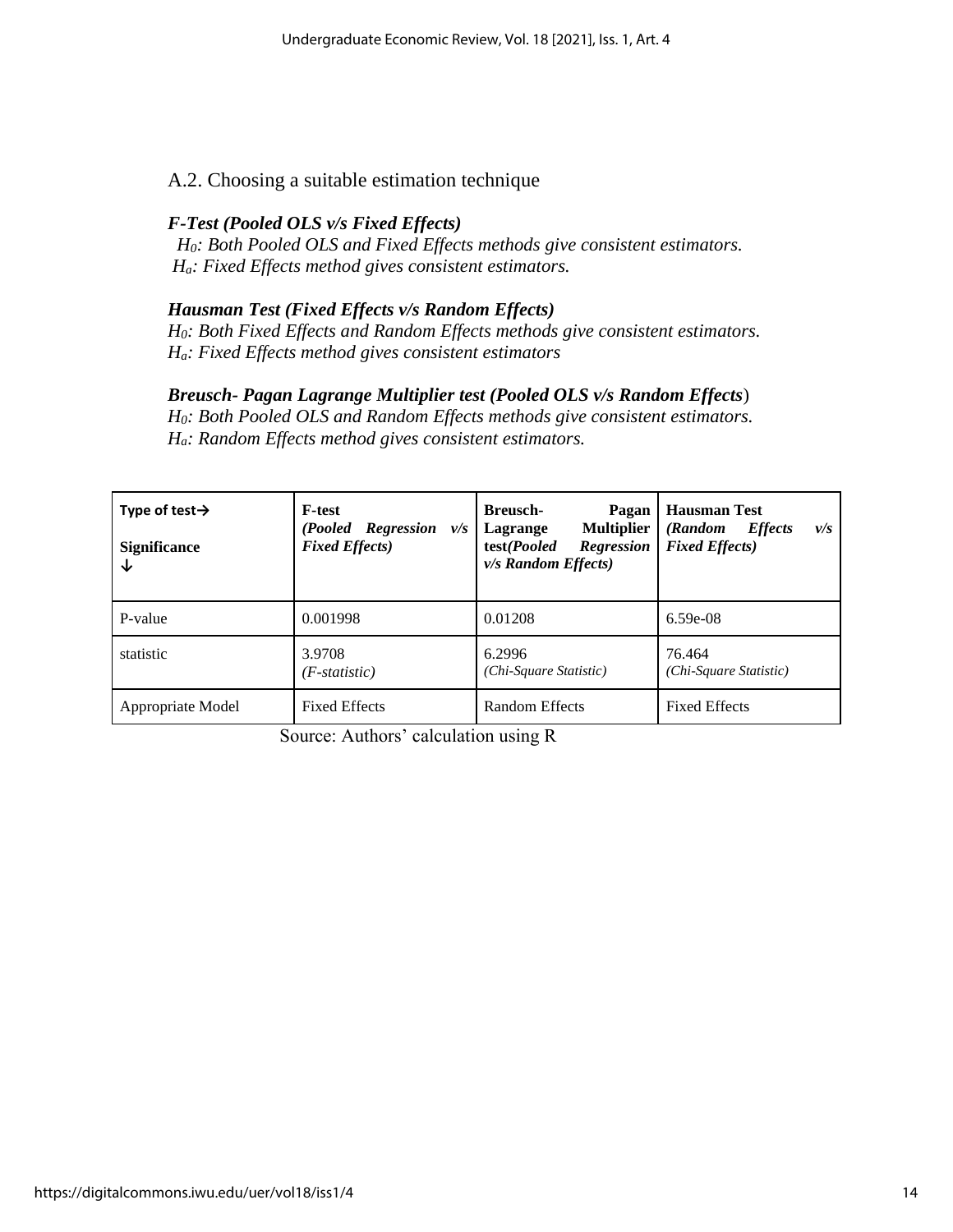## A.2. Choosing a suitable estimation technique

***F-Test (Pooled OLS v/s Fixed Effects)***

*$H_0$: Both Pooled OLS and Fixed Effects methods give consistent estimators.*
*$H_a$: Fixed Effects method gives consistent estimators.*

***Hausman Test (Fixed Effects v/s Random Effects)***

*$H_0$: Both Fixed Effects and Random Effects methods give consistent estimators.*
*$H_a$: Fixed Effects method gives consistent estimators*

***Breusch- Pagan Lagrange Multiplier test (Pooled OLS v/s Random Effects***)

*$H_0$: Both Pooled OLS and Random Effects methods give consistent estimators.*
*$H_a$: Random Effects method gives consistent estimators.*

| **Type of test→** <br> **Significance ↓** | **F-test** *(Pooled Regression v/s Fixed Effects)* | **Breusch- Pagan Lagrange Multiplier test*(Pooled Regression v/s Random Effects)*** | **Hausman Test** *(Random Effects v/s Fixed Effects)* |
|---|---|---|---|
| P-value | 0.001998 | 0.01208 | 6.59e-08 |
| statistic | 3.9708 *(F-statistic)* | 6.2996 *(Chi-Square Statistic)* | 76.464 *(Chi-Square Statistic)* |
| Appropriate Model | Fixed Effects | Random Effects | Fixed Effects |

Source: Authors' calculation using R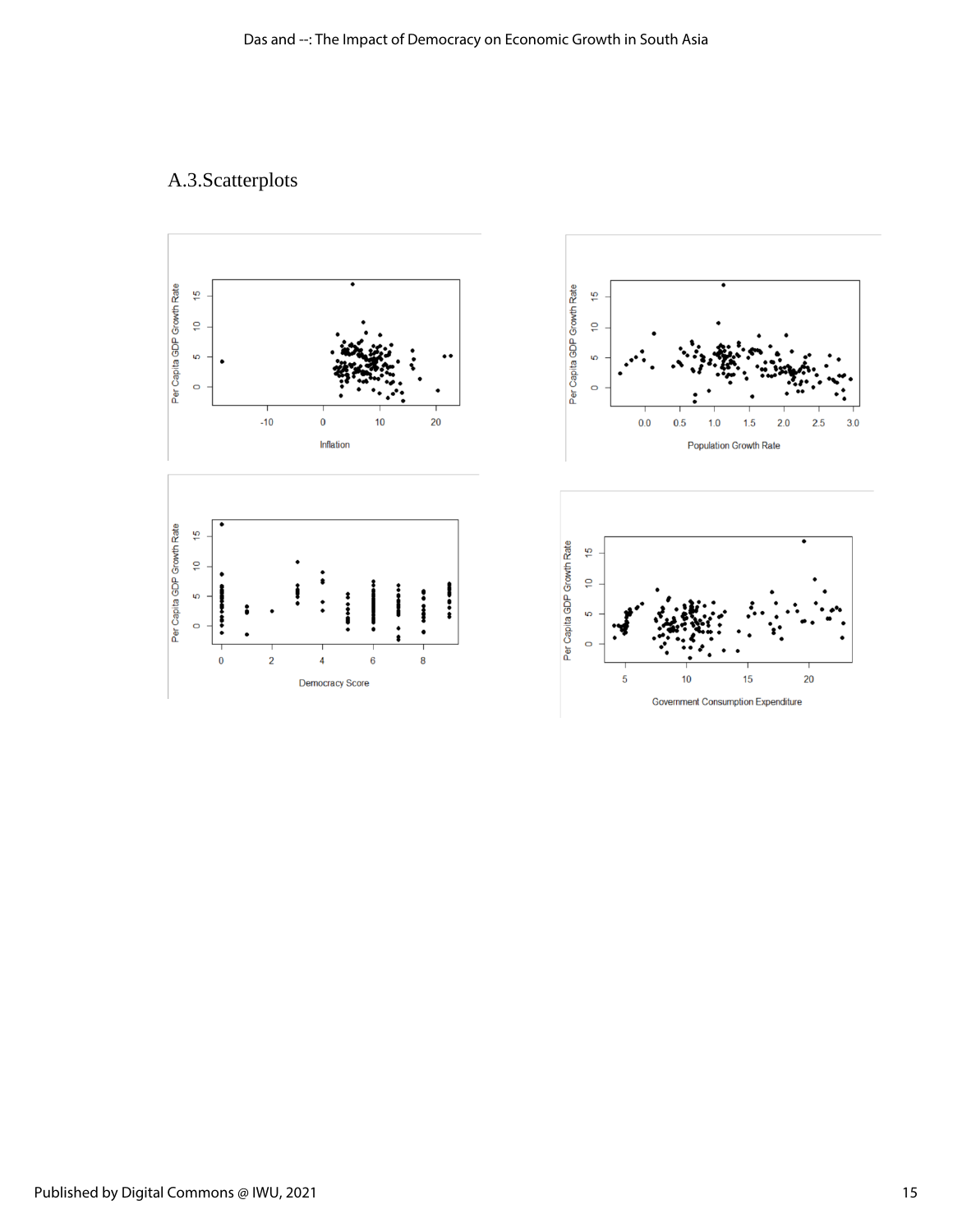## A.3.Scatterplots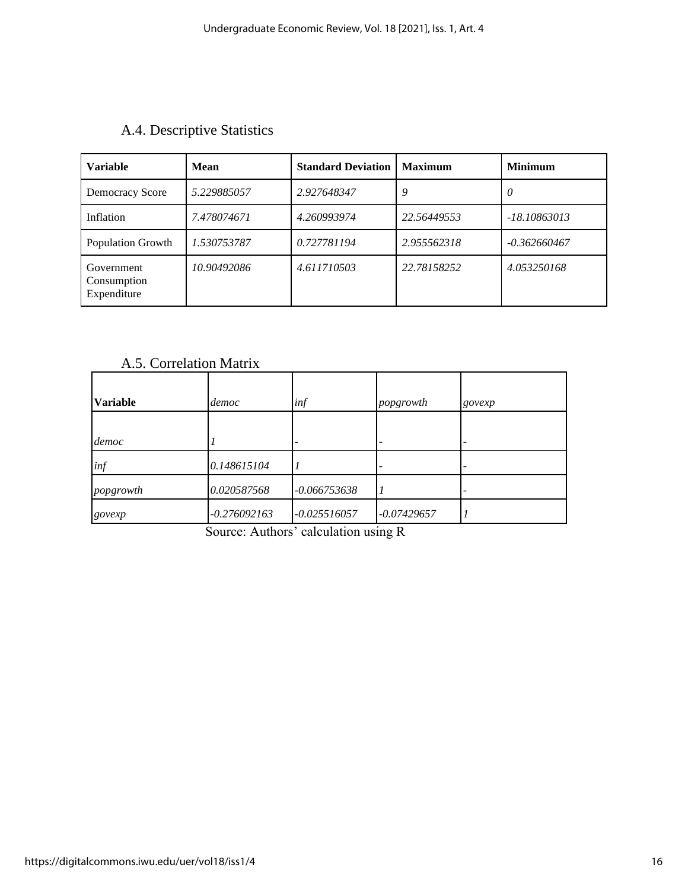### A.4. Descriptive Statistics

| **Variable** | **Mean** | **Standard Deviation** | **Maximum** | **Minimum** |
|---|---|---|---|---|
| Democracy Score | *5.229885057* | *2.927648347* | *9* | *0* |
| Inflation | *7.478074671* | *4.260993974* | *22.56449553* | *-18.10863013* |
| Population Growth | *1.530753787* | *0.727781194* | *2.955562318* | *-0.362660467* |
| Government Consumption Expenditure | *10.90492086* | *4.611710503* | *22.78158252* | *4.053250168* |

### A.5. Correlation Matrix

| **Variable** | *democ* | *inf* | *popgrowth* | *govexp* |
|---|---|---|---|---|
| *democ* | *1* | - | - | - |
| *inf* | *0.148615104* | *1* | - | - |
| *popgrowth* | *0.020587568* | *-0.066753638* | *1* | - |
| *govexp* | *-0.276092163* | *-0.025516057* | *-0.07429657* | *1* |

Source: Authors' calculation using R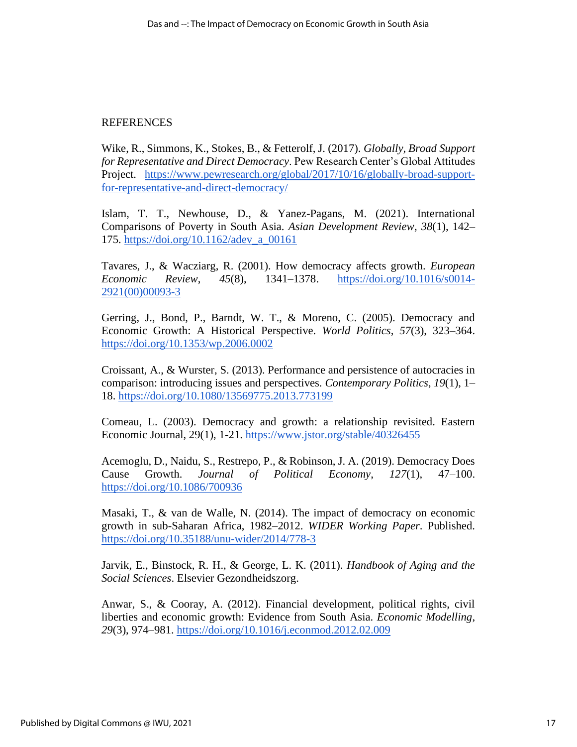## REFERENCES

Wike, R., Simmons, K., Stokes, B., & Fetterolf, J. (2017). *Globally, Broad Support for Representative and Direct Democracy*. Pew Research Center's Global Attitudes Project. https://www.pewresearch.org/global/2017/10/16/globally-broad-support-for-representative-and-direct-democracy/

Islam, T. T., Newhouse, D., & Yanez-Pagans, M. (2021). International Comparisons of Poverty in South Asia. *Asian Development Review*, *38*(1), 142–175. https://doi.org/10.1162/adev_a_00161

Tavares, J., & Wacziarg, R. (2001). How democracy affects growth. *European Economic Review*, *45*(8), 1341–1378. https://doi.org/10.1016/s0014-2921(00)00093-3

Gerring, J., Bond, P., Barndt, W. T., & Moreno, C. (2005). Democracy and Economic Growth: A Historical Perspective. *World Politics*, *57*(3), 323–364. https://doi.org/10.1353/wp.2006.0002

Croissant, A., & Wurster, S. (2013). Performance and persistence of autocracies in comparison: introducing issues and perspectives. *Contemporary Politics*, *19*(1), 1–18. https://doi.org/10.1080/13569775.2013.773199

Comeau, L. (2003). Democracy and growth: a relationship revisited. Eastern Economic Journal, 29(1), 1-21. https://www.jstor.org/stable/40326455

Acemoglu, D., Naidu, S., Restrepo, P., & Robinson, J. A. (2019). Democracy Does Cause Growth. *Journal of Political Economy*, *127*(1), 47–100. https://doi.org/10.1086/700936

Masaki, T., & van de Walle, N. (2014). The impact of democracy on economic growth in sub-Saharan Africa, 1982–2012. *WIDER Working Paper*. Published. https://doi.org/10.35188/unu-wider/2014/778-3

Jarvik, E., Binstock, R. H., & George, L. K. (2011). *Handbook of Aging and the Social Sciences*. Elsevier Gezondheidszorg.

Anwar, S., & Cooray, A. (2012). Financial development, political rights, civil liberties and economic growth: Evidence from South Asia. *Economic Modelling*, *29*(3), 974–981. https://doi.org/10.1016/j.econmod.2012.02.009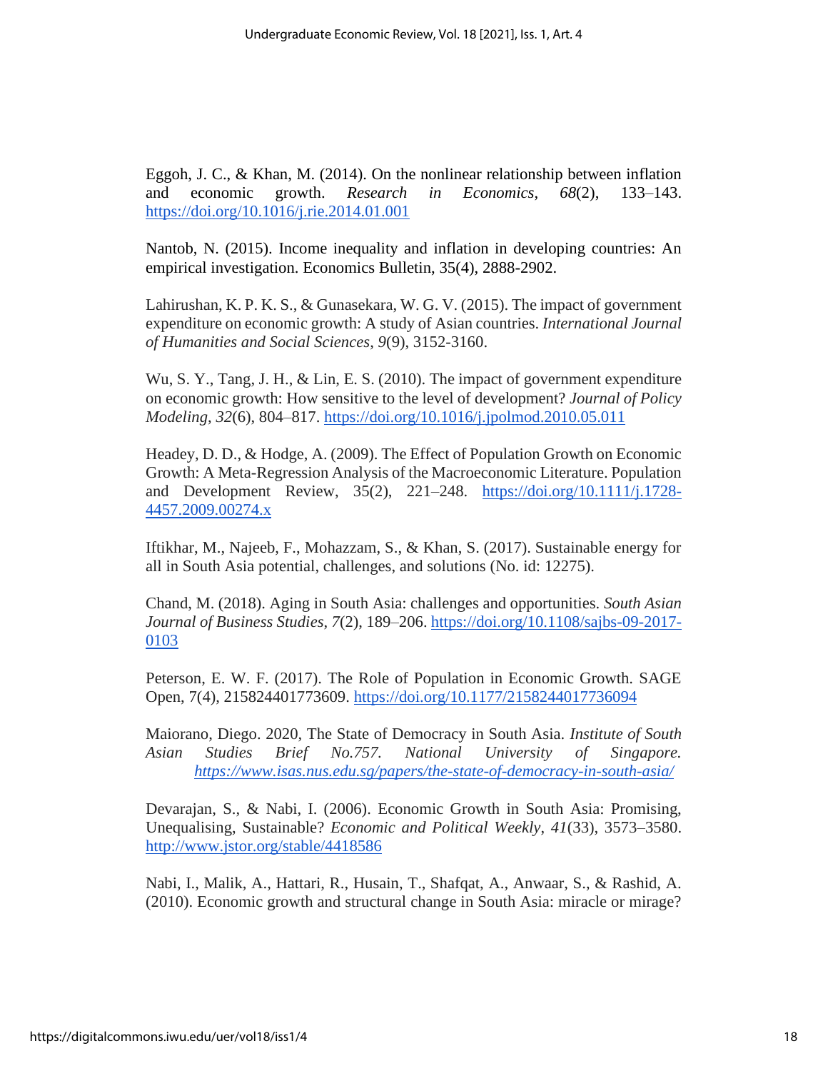Eggoh, J. C., & Khan, M. (2014). On the nonlinear relationship between inflation and economic growth. *Research in Economics*, *68*(2), 133–143. https://doi.org/10.1016/j.rie.2014.01.001

Nantob, N. (2015). Income inequality and inflation in developing countries: An empirical investigation. Economics Bulletin, 35(4), 2888-2902.

Lahirushan, K. P. K. S., & Gunasekara, W. G. V. (2015). The impact of government expenditure on economic growth: A study of Asian countries. *International Journal of Humanities and Social Sciences*, *9*(9), 3152-3160.

Wu, S. Y., Tang, J. H., & Lin, E. S. (2010). The impact of government expenditure on economic growth: How sensitive to the level of development? *Journal of Policy Modeling*, *32*(6), 804–817. https://doi.org/10.1016/j.jpolmod.2010.05.011

Headey, D. D., & Hodge, A. (2009). The Effect of Population Growth on Economic Growth: A Meta-Regression Analysis of the Macroeconomic Literature. Population and Development Review, 35(2), 221–248. https://doi.org/10.1111/j.1728-4457.2009.00274.x

Iftikhar, M., Najeeb, F., Mohazzam, S., & Khan, S. (2017). Sustainable energy for all in South Asia potential, challenges, and solutions (No. id: 12275).

Chand, M. (2018). Aging in South Asia: challenges and opportunities. *South Asian Journal of Business Studies*, *7*(2), 189–206. https://doi.org/10.1108/sajbs-09-2017-0103

Peterson, E. W. F. (2017). The Role of Population in Economic Growth. SAGE Open, 7(4), 215824401773609. https://doi.org/10.1177/2158244017736094

Maiorano, Diego. 2020, The State of Democracy in South Asia. *Institute of South Asian Studies Brief No.757. National University of Singapore. https://www.isas.nus.edu.sg/papers/the-state-of-democracy-in-south-asia/*

Devarajan, S., & Nabi, I. (2006). Economic Growth in South Asia: Promising, Unequalising, Sustainable? *Economic and Political Weekly*, *41*(33), 3573–3580. http://www.jstor.org/stable/4418586

Nabi, I., Malik, A., Hattari, R., Husain, T., Shafqat, A., Anwaar, S., & Rashid, A. (2010). Economic growth and structural change in South Asia: miracle or mirage?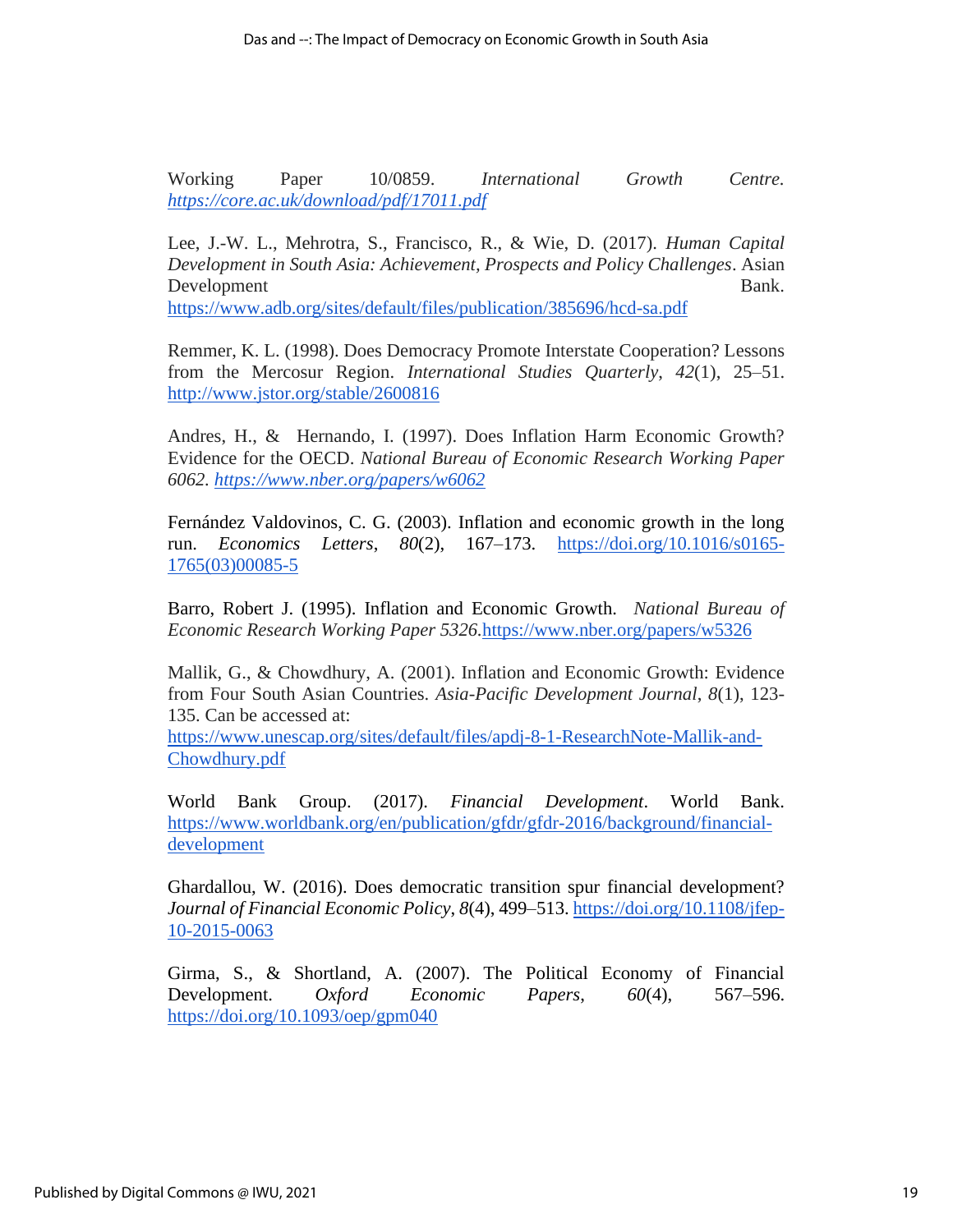Working Paper 10/0859. *International Growth Centre. https://core.ac.uk/download/pdf/17011.pdf*

Lee, J.-W. L., Mehrotra, S., Francisco, R., & Wie, D. (2017). *Human Capital Development in South Asia: Achievement, Prospects and Policy Challenges*. Asian Development Bank. https://www.adb.org/sites/default/files/publication/385696/hcd-sa.pdf

Remmer, K. L. (1998). Does Democracy Promote Interstate Cooperation? Lessons from the Mercosur Region. *International Studies Quarterly*, *42*(1), 25–51. http://www.jstor.org/stable/2600816

Andres, H., & Hernando, I. (1997). Does Inflation Harm Economic Growth? Evidence for the OECD. *National Bureau of Economic Research Working Paper 6062. https://www.nber.org/papers/w6062*

Fernández Valdovinos, C. G. (2003). Inflation and economic growth in the long run. *Economics Letters*, *80*(2), 167–173. https://doi.org/10.1016/s0165-1765(03)00085-5

Barro, Robert J. (1995). Inflation and Economic Growth. *National Bureau of Economic Research Working Paper 5326.*https://www.nber.org/papers/w5326

Mallik, G., & Chowdhury, A. (2001). Inflation and Economic Growth: Evidence from Four South Asian Countries. *Asia-Pacific Development Journal*, *8*(1), 123-135. Can be accessed at: https://www.unescap.org/sites/default/files/apdj-8-1-ResearchNote-Mallik-and-Chowdhury.pdf

World Bank Group. (2017). *Financial Development*. World Bank. https://www.worldbank.org/en/publication/gfdr/gfdr-2016/background/financial-development

Ghardallou, W. (2016). Does democratic transition spur financial development? *Journal of Financial Economic Policy*, *8*(4), 499–513. https://doi.org/10.1108/jfep-10-2015-0063

Girma, S., & Shortland, A. (2007). The Political Economy of Financial Development. *Oxford Economic Papers*, *60*(4), 567–596. https://doi.org/10.1093/oep/gpm040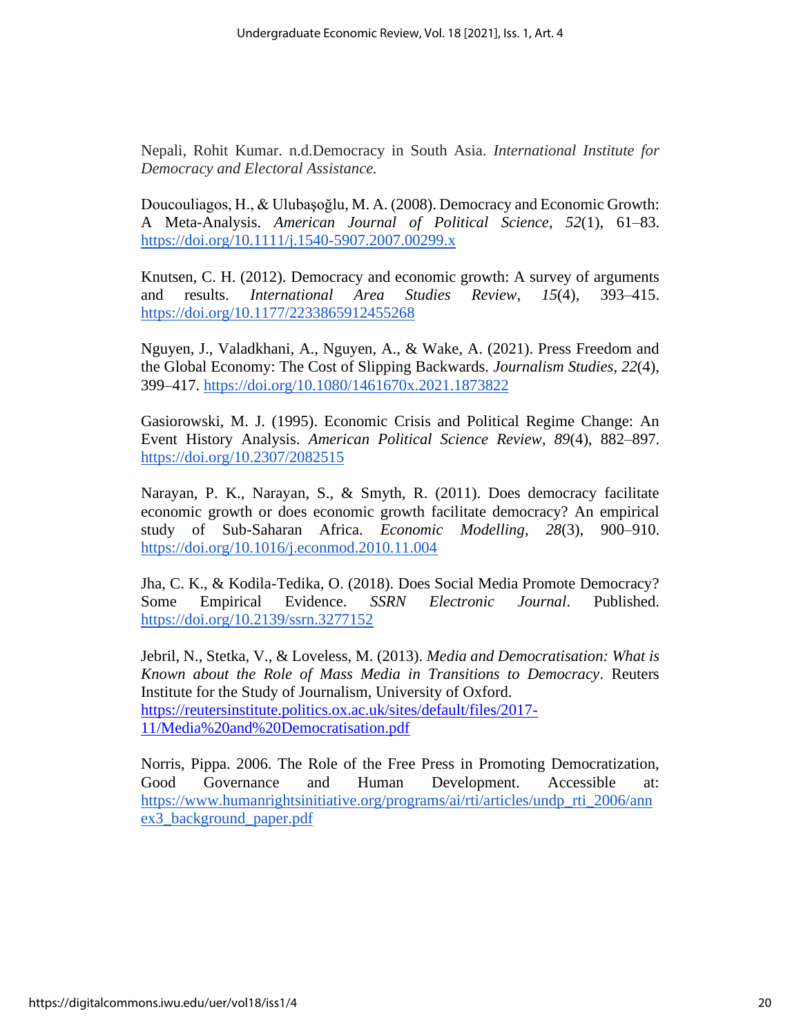Nepali, Rohit Kumar. n.d.Democracy in South Asia. *International Institute for Democracy and Electoral Assistance.*

Doucouliagos, H., & Ulubaşoğlu, M. A. (2008). Democracy and Economic Growth: A Meta-Analysis. *American Journal of Political Science*, *52*(1), 61–83. https://doi.org/10.1111/j.1540-5907.2007.00299.x

Knutsen, C. H. (2012). Democracy and economic growth: A survey of arguments and results. *International Area Studies Review*, *15*(4), 393–415. https://doi.org/10.1177/2233865912455268

Nguyen, J., Valadkhani, A., Nguyen, A., & Wake, A. (2021). Press Freedom and the Global Economy: The Cost of Slipping Backwards. *Journalism Studies*, *22*(4), 399–417. https://doi.org/10.1080/1461670x.2021.1873822

Gasiorowski, M. J. (1995). Economic Crisis and Political Regime Change: An Event History Analysis. *American Political Science Review*, *89*(4), 882–897. https://doi.org/10.2307/2082515

Narayan, P. K., Narayan, S., & Smyth, R. (2011). Does democracy facilitate economic growth or does economic growth facilitate democracy? An empirical study of Sub-Saharan Africa. *Economic Modelling*, *28*(3), 900–910. https://doi.org/10.1016/j.econmod.2010.11.004

Jha, C. K., & Kodila-Tedika, O. (2018). Does Social Media Promote Democracy? Some Empirical Evidence. *SSRN Electronic Journal*. Published. https://doi.org/10.2139/ssrn.3277152

Jebril, N., Stetka, V., & Loveless, M. (2013). *Media and Democratisation: What is Known about the Role of Mass Media in Transitions to Democracy*. Reuters Institute for the Study of Journalism, University of Oxford. https://reutersinstitute.politics.ox.ac.uk/sites/default/files/2017-11/Media%20and%20Democratisation.pdf

Norris, Pippa. 2006. The Role of the Free Press in Promoting Democratization, Good Governance and Human Development. Accessible at: https://www.humanrightsinitiative.org/programs/ai/rti/articles/undp_rti_2006/annex3_background_paper.pdf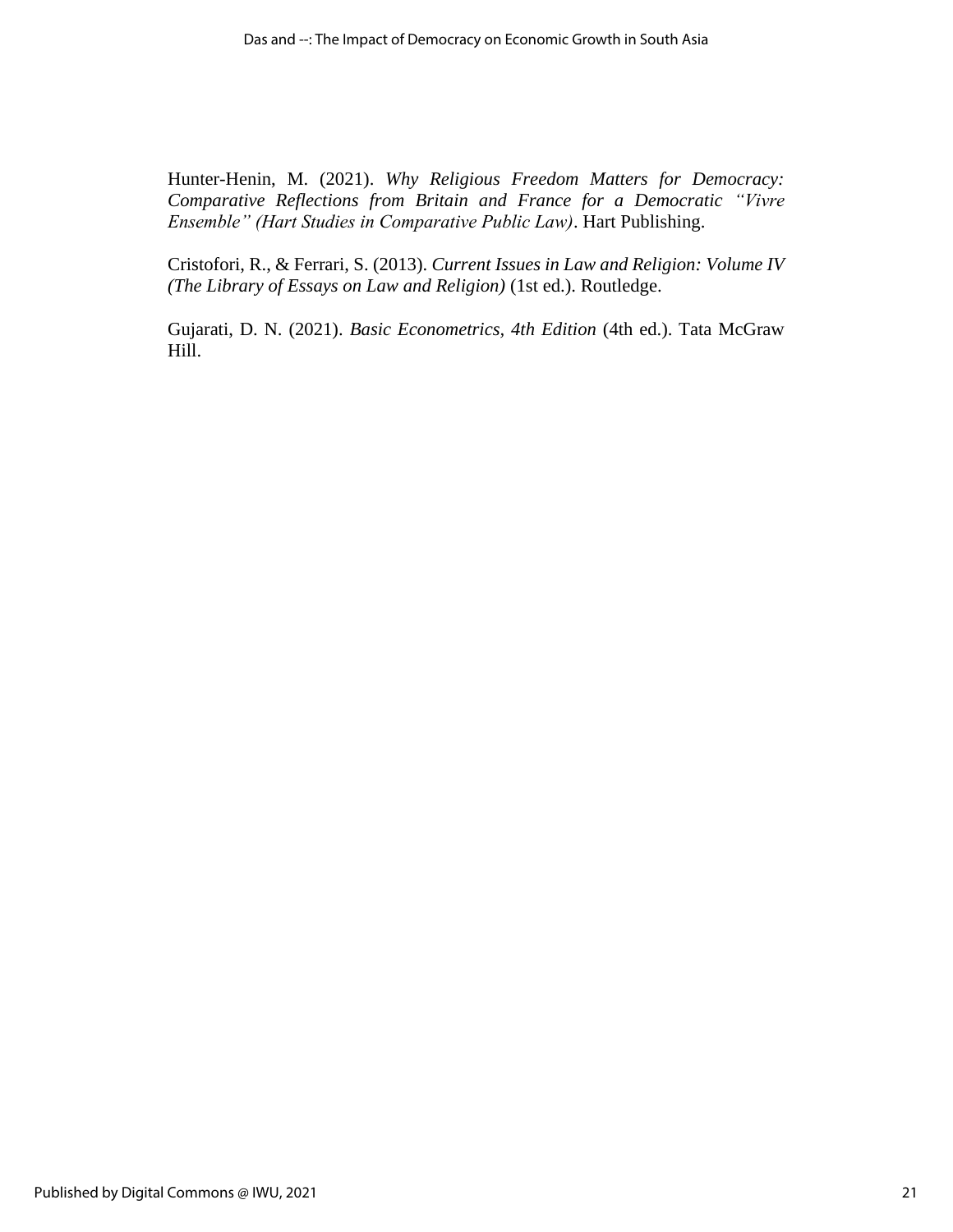Hunter-Henin, M. (2021). *Why Religious Freedom Matters for Democracy: Comparative Reflections from Britain and France for a Democratic "Vivre Ensemble" (Hart Studies in Comparative Public Law)*. Hart Publishing.

Cristofori, R., & Ferrari, S. (2013). *Current Issues in Law and Religion: Volume IV (The Library of Essays on Law and Religion)* (1st ed.). Routledge.

Gujarati, D. N. (2021). *Basic Econometrics, 4th Edition* (4th ed.). Tata McGraw Hill.